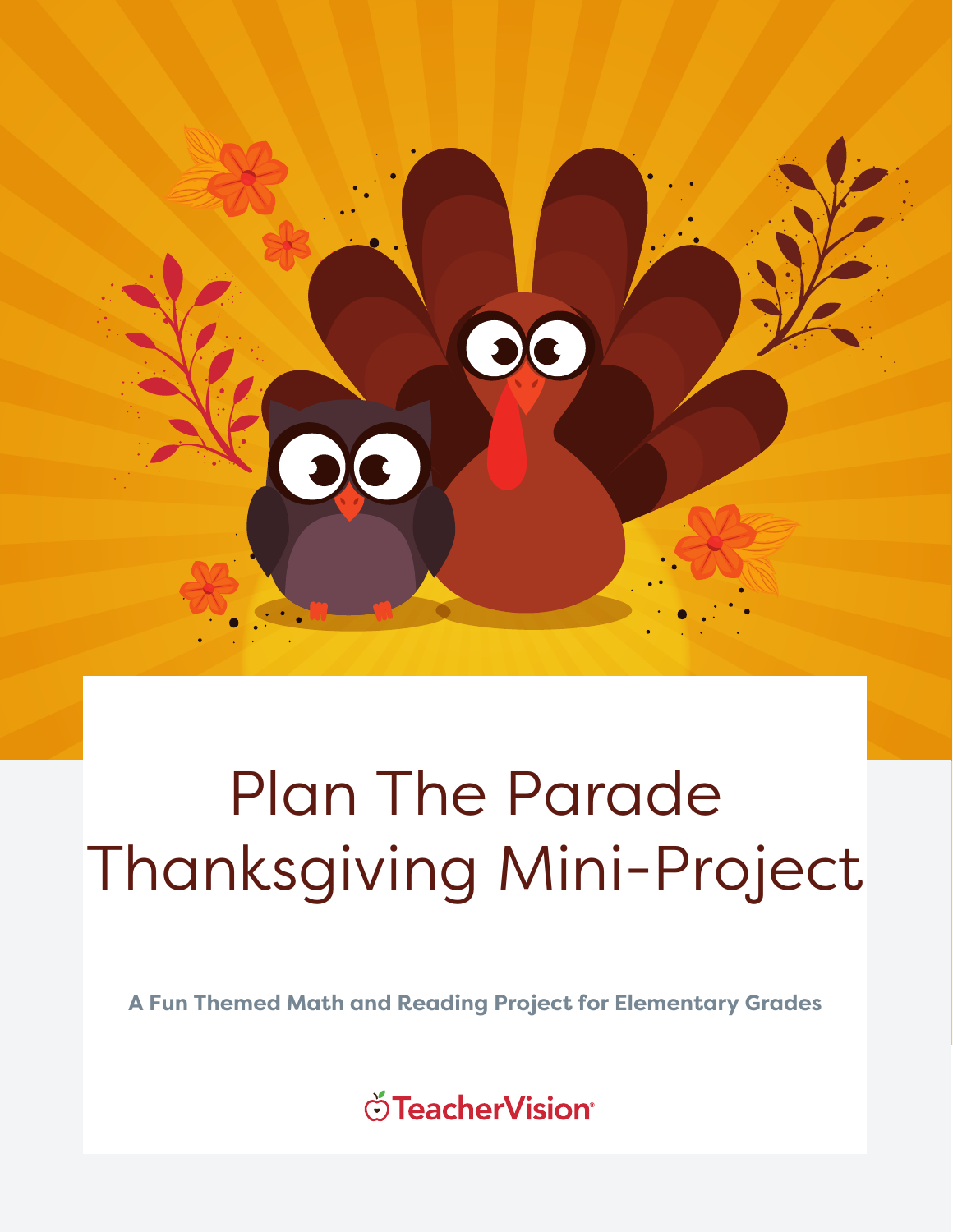# Plan The Parade Thanksgiving Mini-Project

**A Fun Themed Math and Reading Project for Elementary Grades**

TeacherVision®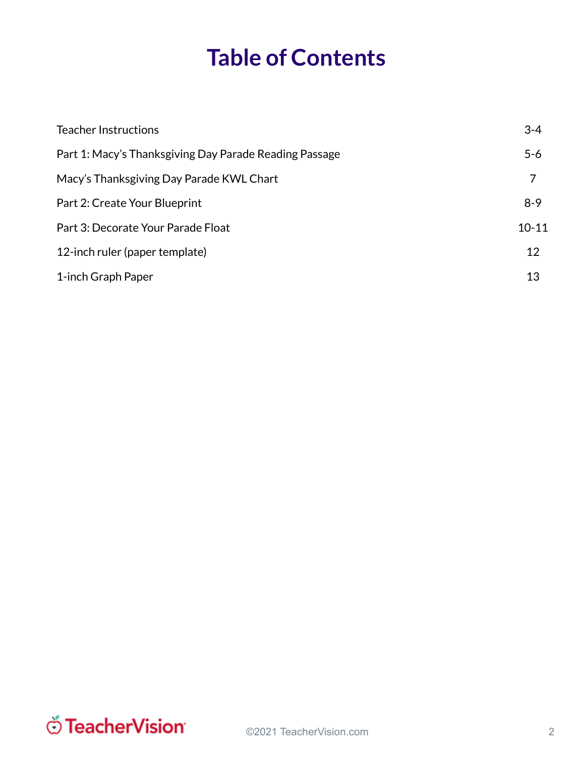# Table of Contents

| | |
|---|---|
| Teacher Instructions | 3-4 |
| Part 1: Macy's Thanksgiving Day Parade Reading Passage | 5-6 |
| Macy's Thanksgiving Day Parade KWL Chart | 7 |
| Part 2: Create Your Blueprint | 8-9 |
| Part 3: Decorate Your Parade Float | 10-11 |
| 12-inch ruler (paper template) | 12 |
| 1-inch Graph Paper | 13 |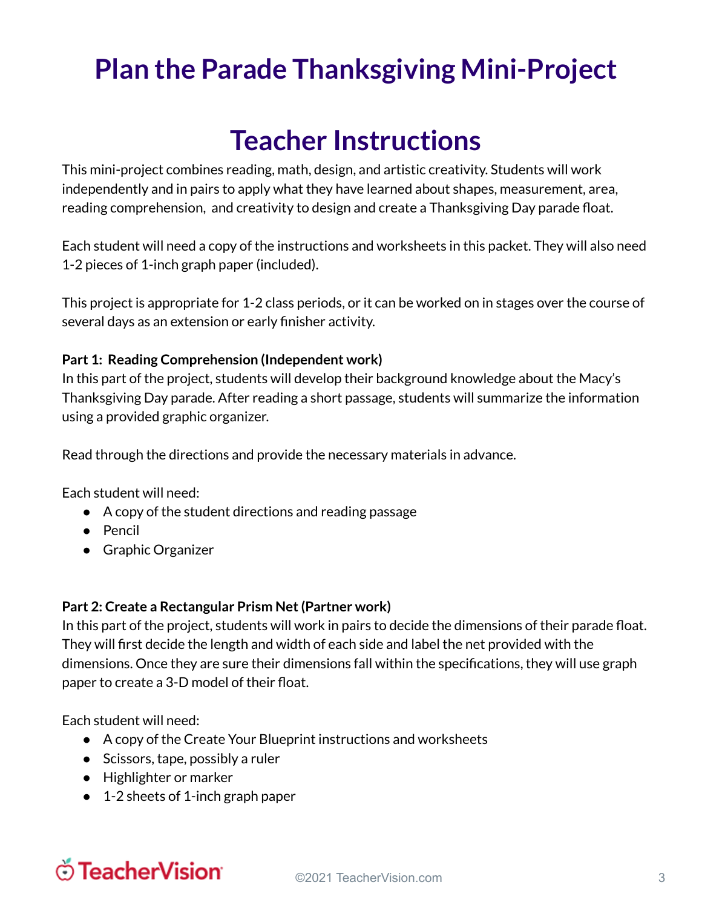# Plan the Parade Thanksgiving Mini-Project

## Teacher Instructions

This mini-project combines reading, math, design, and artistic creativity. Students will work independently and in pairs to apply what they have learned about shapes, measurement, area, reading comprehension, and creativity to design and create a Thanksgiving Day parade float.

Each student will need a copy of the instructions and worksheets in this packet. They will also need 1-2 pieces of 1-inch graph paper (included).

This project is appropriate for 1-2 class periods, or it can be worked on in stages over the course of several days as an extension or early finisher activity.

**Part 1: Reading Comprehension (Independent work)**
In this part of the project, students will develop their background knowledge about the Macy's Thanksgiving Day parade. After reading a short passage, students will summarize the information using a provided graphic organizer.

Read through the directions and provide the necessary materials in advance.

Each student will need:

- A copy of the student directions and reading passage
- Pencil
- Graphic Organizer

**Part 2: Create a Rectangular Prism Net (Partner work)**
In this part of the project, students will work in pairs to decide the dimensions of their parade float. They will first decide the length and width of each side and label the net provided with the dimensions. Once they are sure their dimensions fall within the specifications, they will use graph paper to create a 3-D model of their float.

Each student will need:

- A copy of the Create Your Blueprint instructions and worksheets
- Scissors, tape, possibly a ruler
- Highlighter or marker
- 1-2 sheets of 1-inch graph paper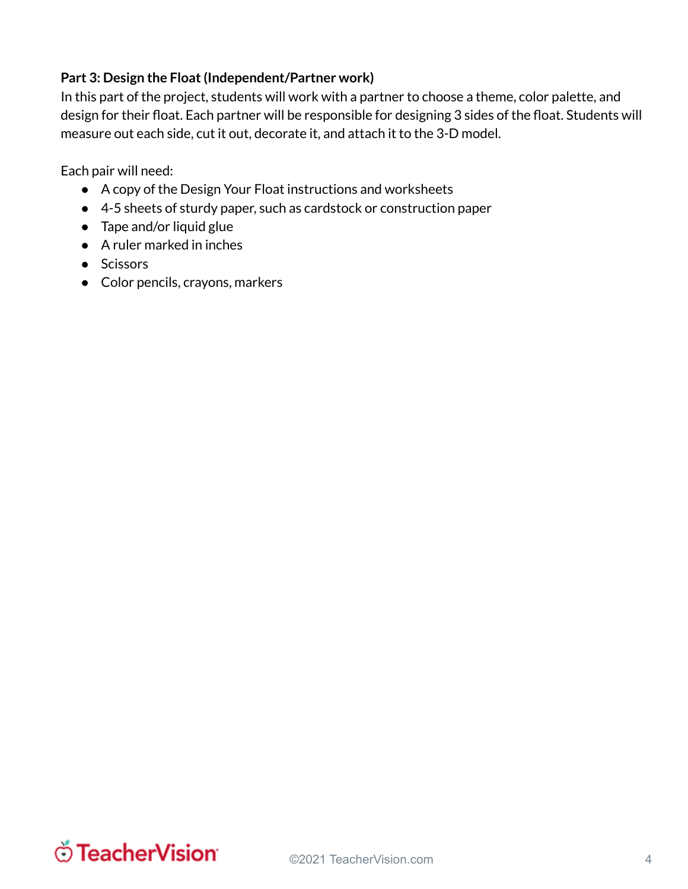**Part 3: Design the Float (Independent/Partner work)**

In this part of the project, students will work with a partner to choose a theme, color palette, and design for their float. Each partner will be responsible for designing 3 sides of the float. Students will measure out each side, cut it out, decorate it, and attach it to the 3-D model.

Each pair will need:

- A copy of the Design Your Float instructions and worksheets
- 4-5 sheets of sturdy paper, such as cardstock or construction paper
- Tape and/or liquid glue
- A ruler marked in inches
- Scissors
- Color pencils, crayons, markers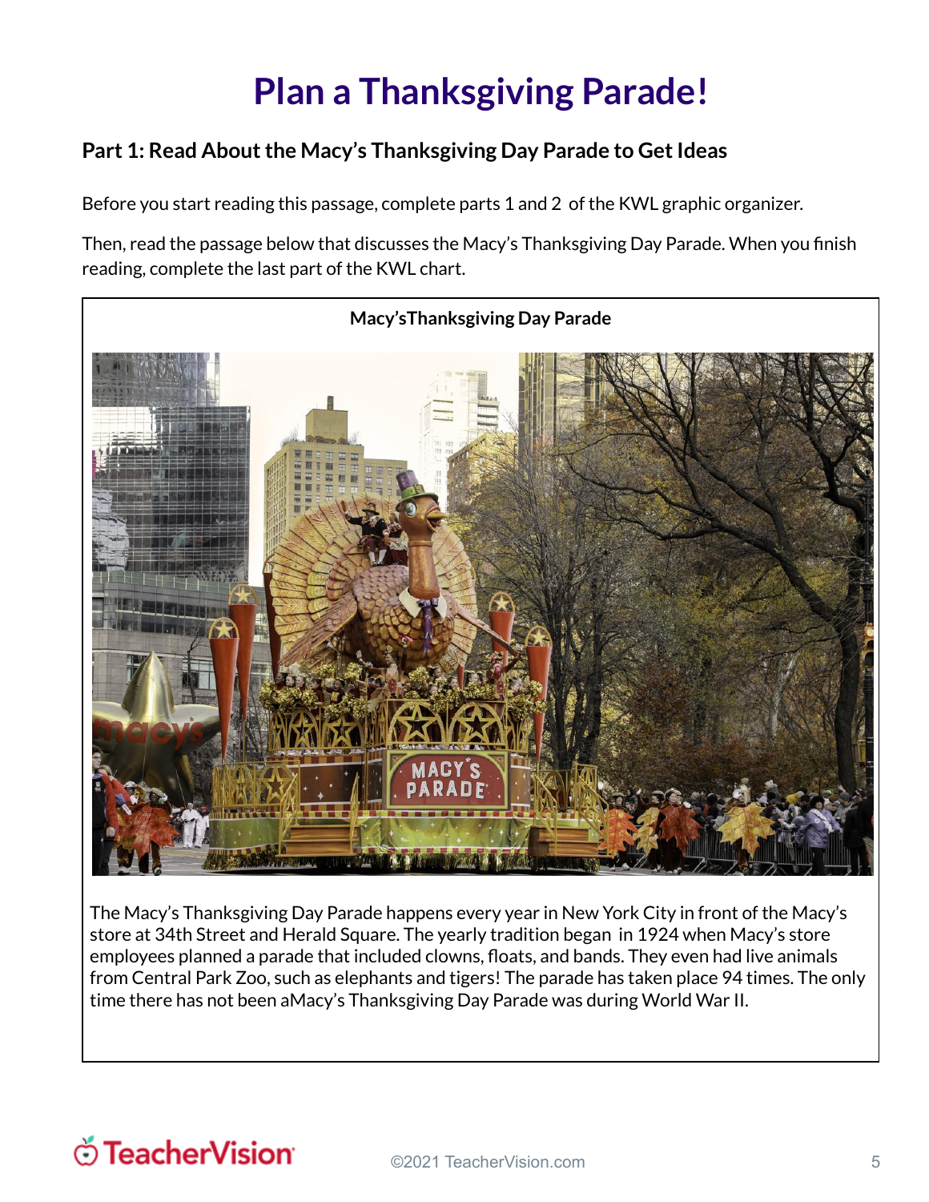# Plan a Thanksgiving Parade!

### Part 1: Read About the Macy's Thanksgiving Day Parade to Get Ideas

Before you start reading this passage, complete parts 1 and 2 of the KWL graphic organizer.

Then, read the passage below that discusses the Macy's Thanksgiving Day Parade. When you finish reading, complete the last part of the KWL chart.

**Macy'sThanksgiving Day Parade**

The Macy's Thanksgiving Day Parade happens every year in New York City in front of the Macy's store at 34th Street and Herald Square. The yearly tradition began in 1924 when Macy's store employees planned a parade that included clowns, floats, and bands. They even had live animals from Central Park Zoo, such as elephants and tigers! The parade has taken place 94 times. The only time there has not been aMacy's Thanksgiving Day Parade was during World War II.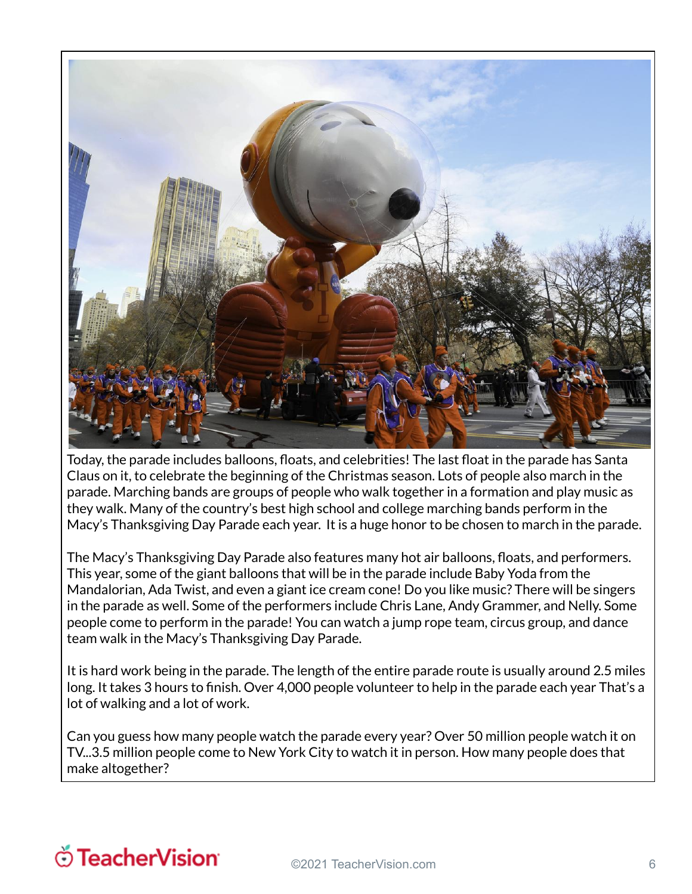Today, the parade includes balloons, floats, and celebrities! The last float in the parade has Santa Claus on it, to celebrate the beginning of the Christmas season. Lots of people also march in the parade. Marching bands are groups of people who walk together in a formation and play music as they walk. Many of the country's best high school and college marching bands perform in the Macy's Thanksgiving Day Parade each year. It is a huge honor to be chosen to march in the parade.

The Macy's Thanksgiving Day Parade also features many hot air balloons, floats, and performers. This year, some of the giant balloons that will be in the parade include Baby Yoda from the Mandalorian, Ada Twist, and even a giant ice cream cone! Do you like music? There will be singers in the parade as well. Some of the performers include Chris Lane, Andy Grammer, and Nelly. Some people come to perform in the parade! You can watch a jump rope team, circus group, and dance team walk in the Macy's Thanksgiving Day Parade.

It is hard work being in the parade. The length of the entire parade route is usually around 2.5 miles long. It takes 3 hours to finish. Over 4,000 people volunteer to help in the parade each year That's a lot of walking and a lot of work.

Can you guess how many people watch the parade every year? Over 50 million people watch it on TV...3.5 million people come to New York City to watch it in person. How many people does that make altogether?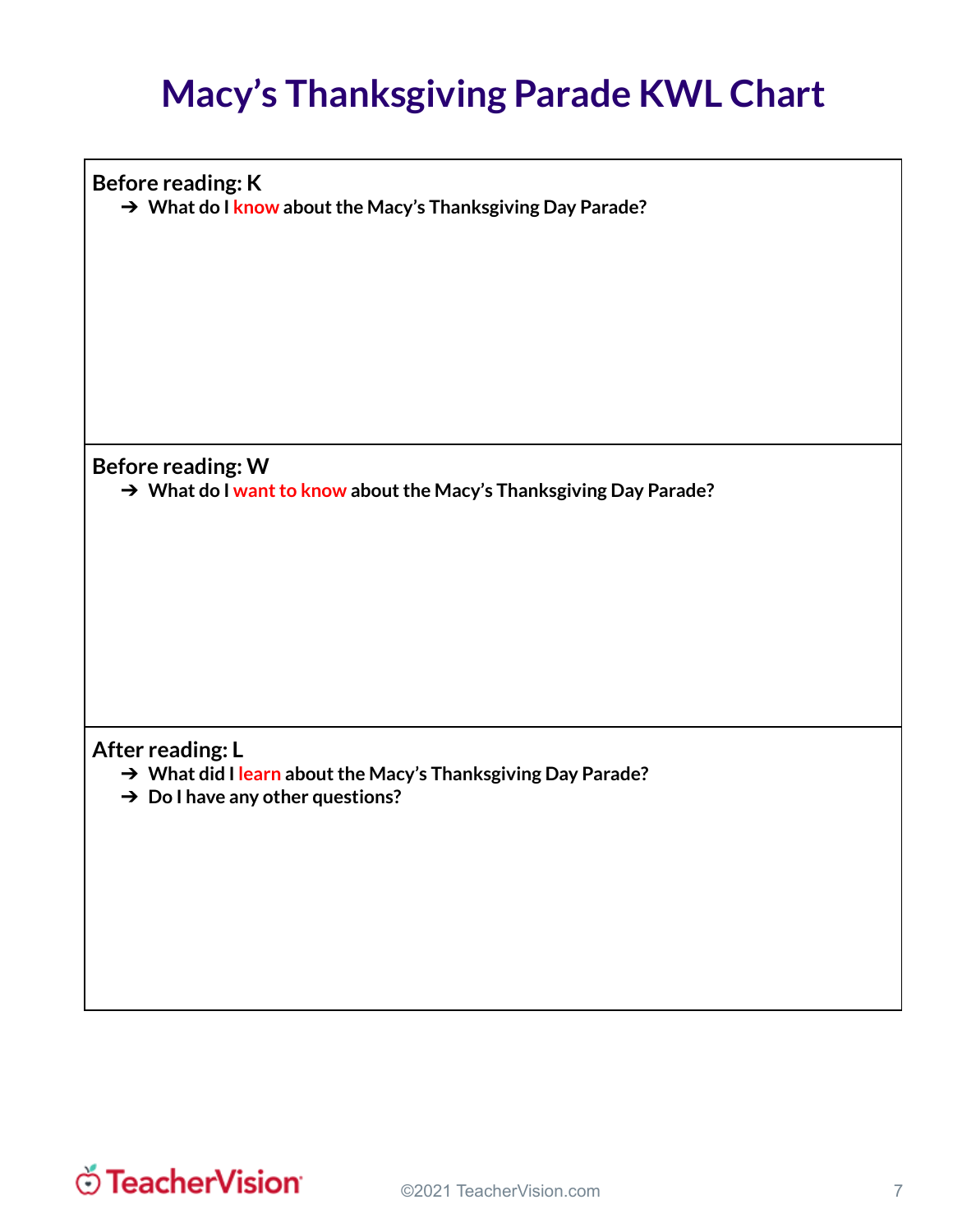# Macy's Thanksgiving Parade KWL Chart

**Before reading: K**

- **What do I know about the Macy's Thanksgiving Day Parade?**

**Before reading: W**

- **What do I want to know about the Macy's Thanksgiving Day Parade?**

**After reading: L**

- **What did I learn about the Macy's Thanksgiving Day Parade?**
- **Do I have any other questions?**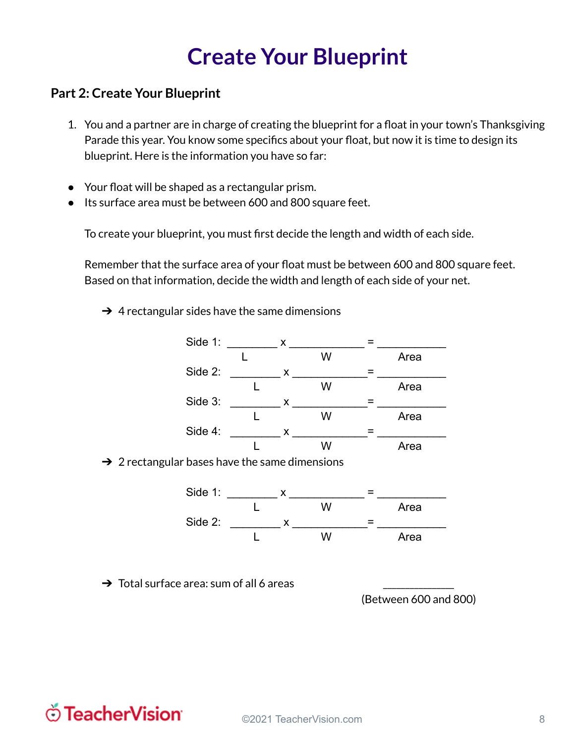# Create Your Blueprint

## Part 2: Create Your Blueprint

1. You and a partner are in charge of creating the blueprint for a float in your town's Thanksgiving Parade this year. You know some specifics about your float, but now it is time to design its blueprint. Here is the information you have so far:

- Your float will be shaped as a rectangular prism.
- Its surface area must be between 600 and 800 square feet.

To create your blueprint, you must first decide the length and width of each side.

Remember that the surface area of your float must be between 600 and 800 square feet. Based on that information, decide the width and length of each side of your net.

➔ 4 rectangular sides have the same dimensions

Side 1: ________ x ____________ = ___________
L W Area

Side 2: ________ x ____________ = ___________
L W Area

Side 3: ________ x ____________ = ___________
L W Area

Side 4: ________ x ____________ = ___________
L W Area

➔ 2 rectangular bases have the same dimensions

Side 1: ________ x ____________ = ___________
L W Area

Side 2: ________ x ____________ = ___________
L W Area

➔ Total surface area: sum of all 6 areas ___________
(Between 600 and 800)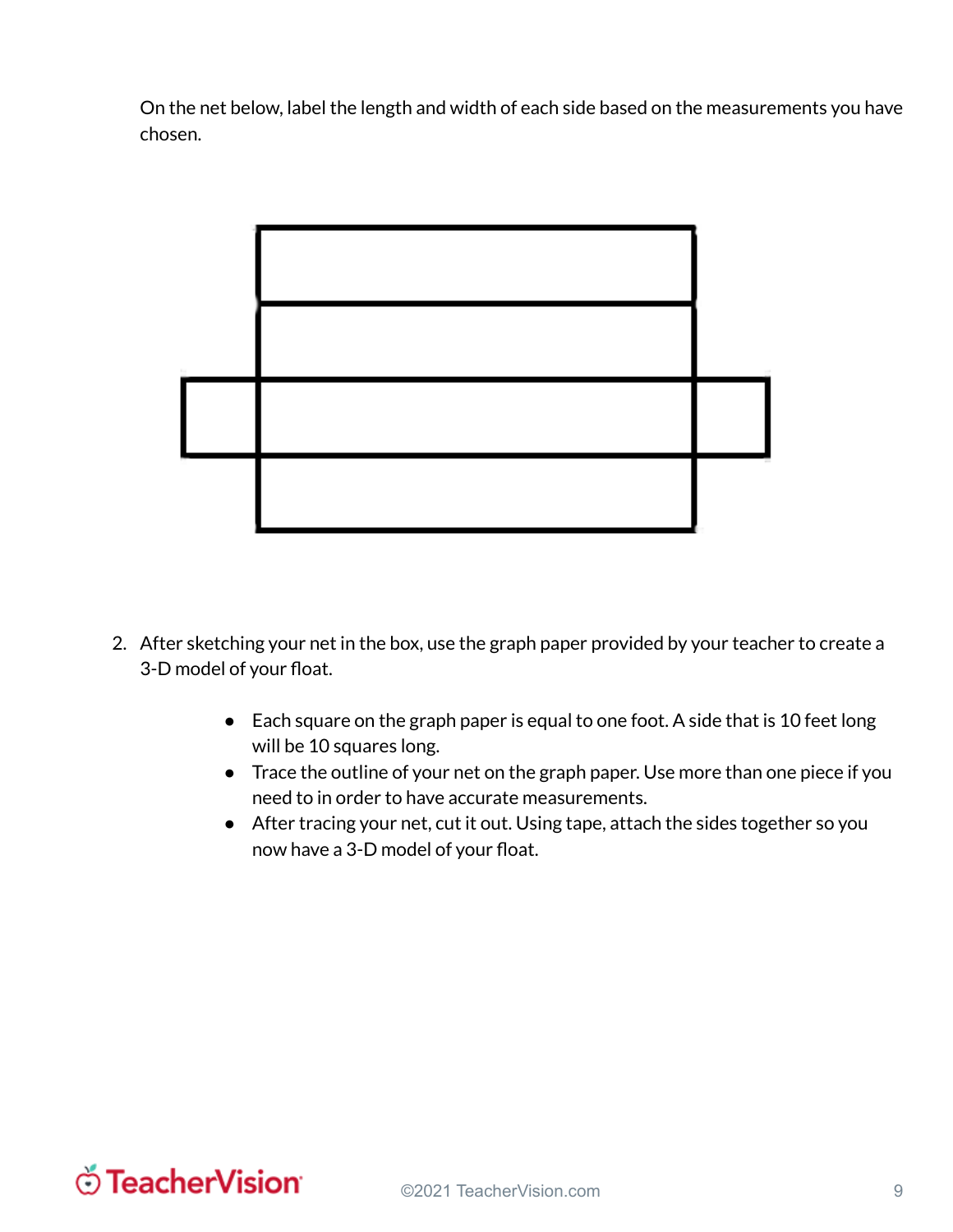On the net below, label the length and width of each side based on the measurements you have chosen.

2. After sketching your net in the box, use the graph paper provided by your teacher to create a 3-D model of your float.
    - Each square on the graph paper is equal to one foot. A side that is 10 feet long will be 10 squares long.
    - Trace the outline of your net on the graph paper. Use more than one piece if you need to in order to have accurate measurements.
    - After tracing your net, cut it out. Using tape, attach the sides together so you now have a 3-D model of your float.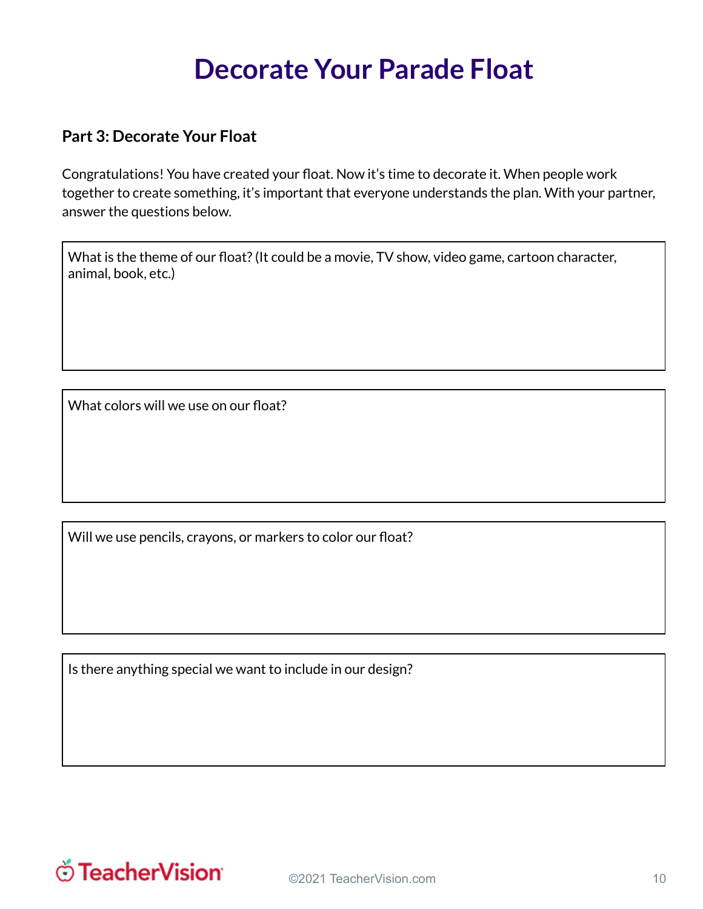# Decorate Your Parade Float

### Part 3: Decorate Your Float

Congratulations! You have created your float. Now it's time to decorate it. When people work together to create something, it's important that everyone understands the plan. With your partner, answer the questions below.

| What is the theme of our float? (It could be a movie, TV show, video game, cartoon character, animal, book, etc.) |
| --- |
| |

| What colors will we use on our float? |
| --- |
| |

| Will we use pencils, crayons, or markers to color our float? |
| --- |
| |

| Is there anything special we want to include in our design? |
| --- |
| |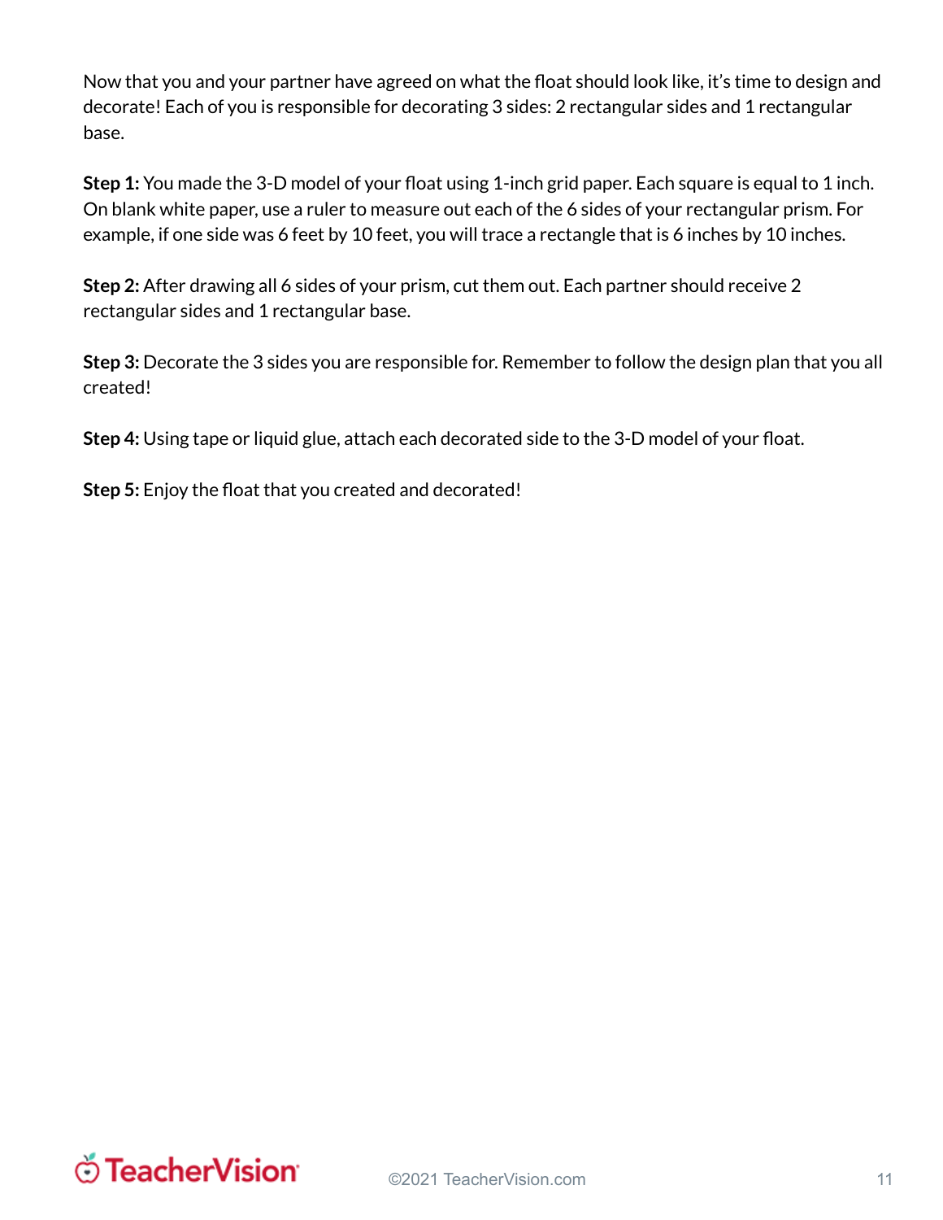Now that you and your partner have agreed on what the float should look like, it's time to design and decorate! Each of you is responsible for decorating 3 sides: 2 rectangular sides and 1 rectangular base.

**Step 1:** You made the 3-D model of your float using 1-inch grid paper. Each square is equal to 1 inch. On blank white paper, use a ruler to measure out each of the 6 sides of your rectangular prism. For example, if one side was 6 feet by 10 feet, you will trace a rectangle that is 6 inches by 10 inches.

**Step 2:** After drawing all 6 sides of your prism, cut them out. Each partner should receive 2 rectangular sides and 1 rectangular base.

**Step 3:** Decorate the 3 sides you are responsible for. Remember to follow the design plan that you all created!

**Step 4:** Using tape or liquid glue, attach each decorated side to the 3-D model of your float.

**Step 5:** Enjoy the float that you created and decorated!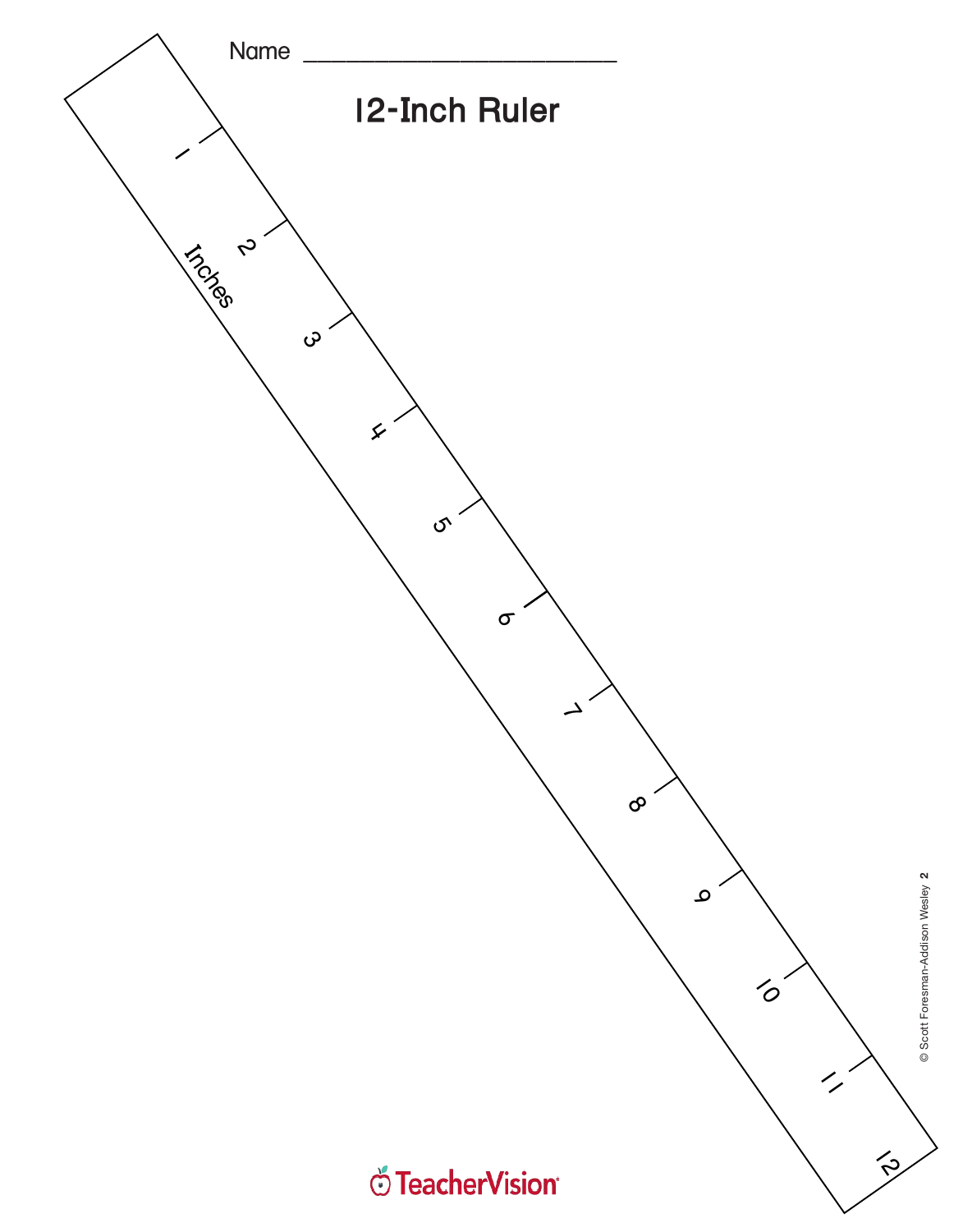Name ___________________________

# 12-Inch Ruler

Inches

1
2
3
4
5
6
7
8
9
10
11
12

© Scott Foresman-Addison Wesley 2

TeacherVision